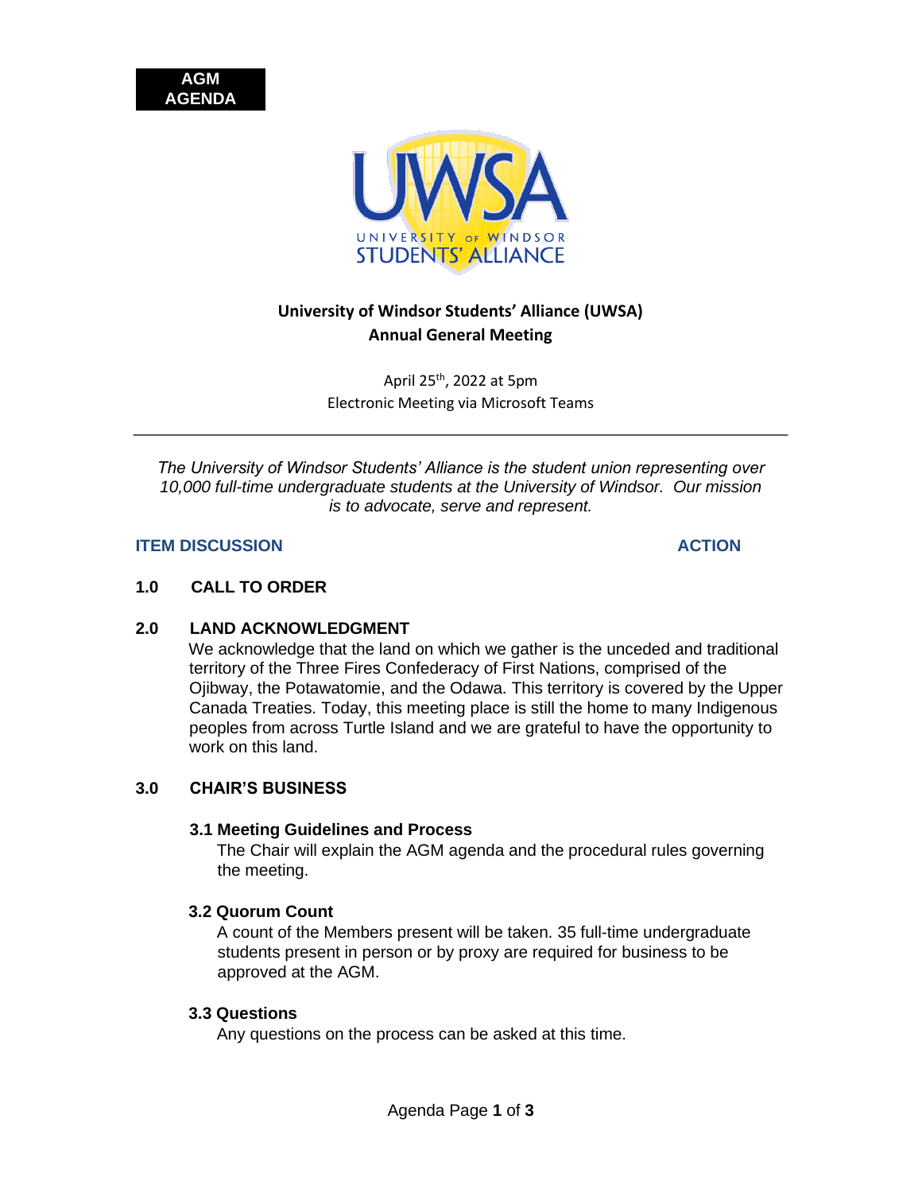**AGM AGENDA**

# University of Windsor Students' Alliance (UWSA)
## Annual General Meeting

April 25th, 2022 at 5pm
Electronic Meeting via Microsoft Teams

---

*The University of Windsor Students' Alliance is the student union representing over 10,000 full-time undergraduate students at the University of Windsor. Our mission is to advocate, serve and represent.*

**ITEM DISCUSSION** | **ACTION**

### 1.0 CALL TO ORDER

### 2.0 LAND ACKNOWLEDGMENT

We acknowledge that the land on which we gather is the unceded and traditional territory of the Three Fires Confederacy of First Nations, comprised of the Ojibway, the Potawatomie, and the Odawa. This territory is covered by the Upper Canada Treaties. Today, this meeting place is still the home to many Indigenous peoples from across Turtle Island and we are grateful to have the opportunity to work on this land.

### 3.0 CHAIR'S BUSINESS

#### 3.1 Meeting Guidelines and Process

The Chair will explain the AGM agenda and the procedural rules governing the meeting.

#### 3.2 Quorum Count

A count of the Members present will be taken. 35 full-time undergraduate students present in person or by proxy are required for business to be approved at the AGM.

#### 3.3 Questions

Any questions on the process can be asked at this time.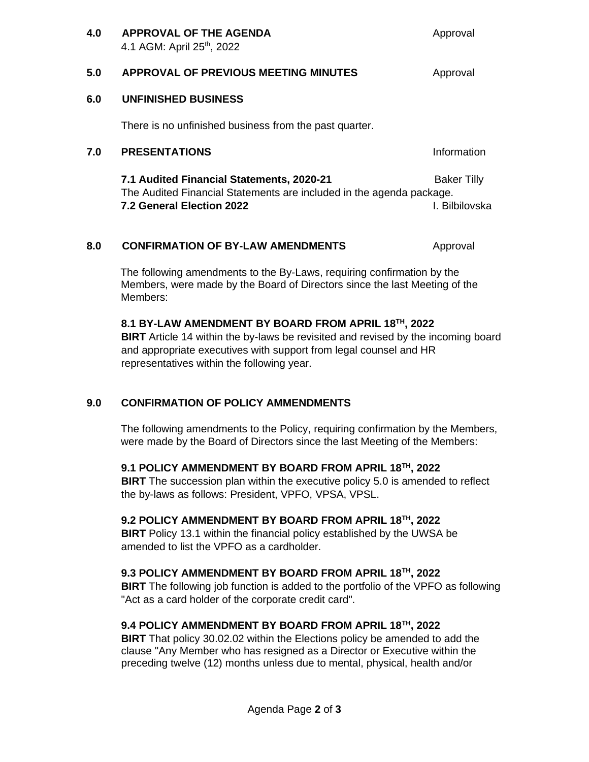## 4.0 APPROVAL OF THE AGENDA — Approval

4.1 AGM: April 25th, 2022

## 5.0 APPROVAL OF PREVIOUS MEETING MINUTES — Approval

## 6.0 UNFINISHED BUSINESS

There is no unfinished business from the past quarter.

## 7.0 PRESENTATIONS — Information

**7.1 Audited Financial Statements, 2020-21** — Baker Tilly

The Audited Financial Statements are included in the agenda package.

**7.2 General Election 2022** — I. Bilbilovska

## 8.0 CONFIRMATION OF BY-LAW AMENDMENTS — Approval

The following amendments to the By-Laws, requiring confirmation by the Members, were made by the Board of Directors since the last Meeting of the Members:

### 8.1 BY-LAW AMENDMENT BY BOARD FROM APRIL 18TH, 2022

**BIRT** Article 14 within the by-laws be revisited and revised by the incoming board and appropriate executives with support from legal counsel and HR representatives within the following year.

## 9.0 CONFIRMATION OF POLICY AMMENDMENTS

The following amendments to the Policy, requiring confirmation by the Members, were made by the Board of Directors since the last Meeting of the Members:

### 9.1 POLICY AMMENDMENT BY BOARD FROM APRIL 18TH, 2022

**BIRT** The succession plan within the executive policy 5.0 is amended to reflect the by-laws as follows: President, VPFO, VPSA, VPSL.

### 9.2 POLICY AMMENDMENT BY BOARD FROM APRIL 18TH, 2022

**BIRT** Policy 13.1 within the financial policy established by the UWSA be amended to list the VPFO as a cardholder.

### 9.3 POLICY AMMENDMENT BY BOARD FROM APRIL 18TH, 2022

**BIRT** The following job function is added to the portfolio of the VPFO as following "Act as a card holder of the corporate credit card".

### 9.4 POLICY AMMENDMENT BY BOARD FROM APRIL 18TH, 2022

**BIRT** That policy 30.02.02 within the Elections policy be amended to add the clause "Any Member who has resigned as a Director or Executive within the preceding twelve (12) months unless due to mental, physical, health and/or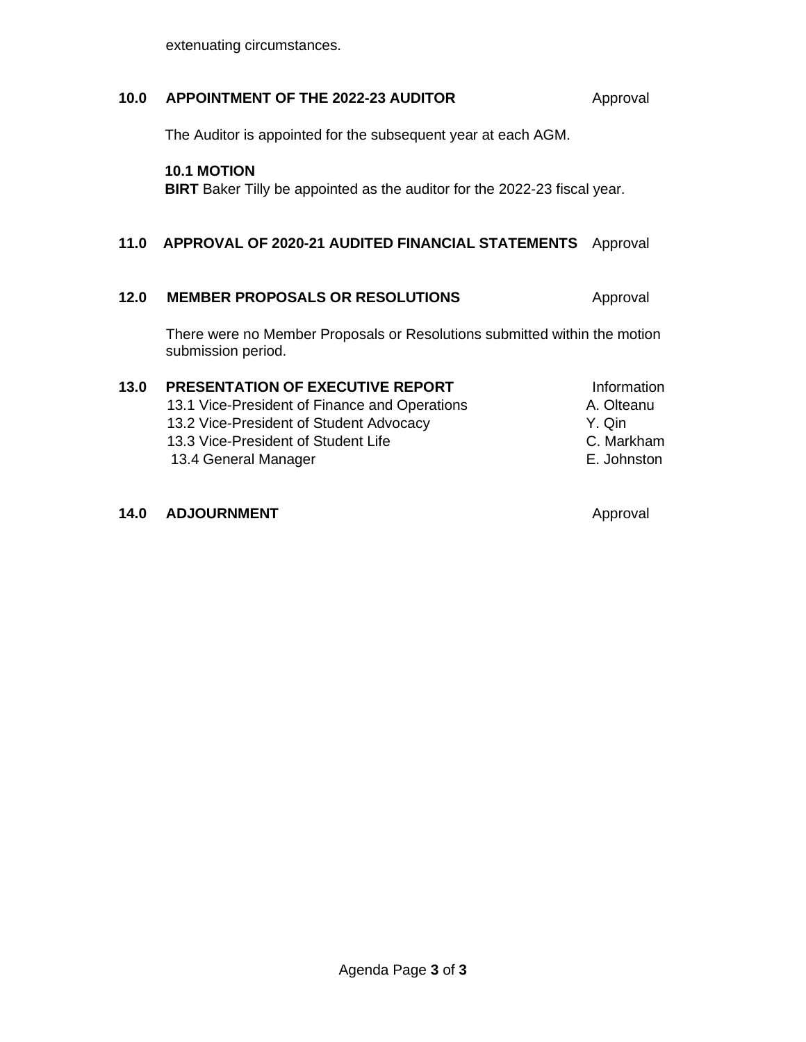extenuating circumstances.

## 10.0 APPOINTMENT OF THE 2022-23 AUDITOR — Approval

The Auditor is appointed for the subsequent year at each AGM.

**10.1 MOTION**
**BIRT** Baker Tilly be appointed as the auditor for the 2022-23 fiscal year.

## 11.0 APPROVAL OF 2020-21 AUDITED FINANCIAL STATEMENTS — Approval

## 12.0 MEMBER PROPOSALS OR RESOLUTIONS — Approval

There were no Member Proposals or Resolutions submitted within the motion submission period.

## 13.0 PRESENTATION OF EXECUTIVE REPORT — Information

| | |
|---|---|
| 13.1 Vice-President of Finance and Operations | A. Olteanu |
| 13.2 Vice-President of Student Advocacy | Y. Qin |
| 13.3 Vice-President of Student Life | C. Markham |
| 13.4 General Manager | E. Johnston |

## 14.0 ADJOURNMENT — Approval